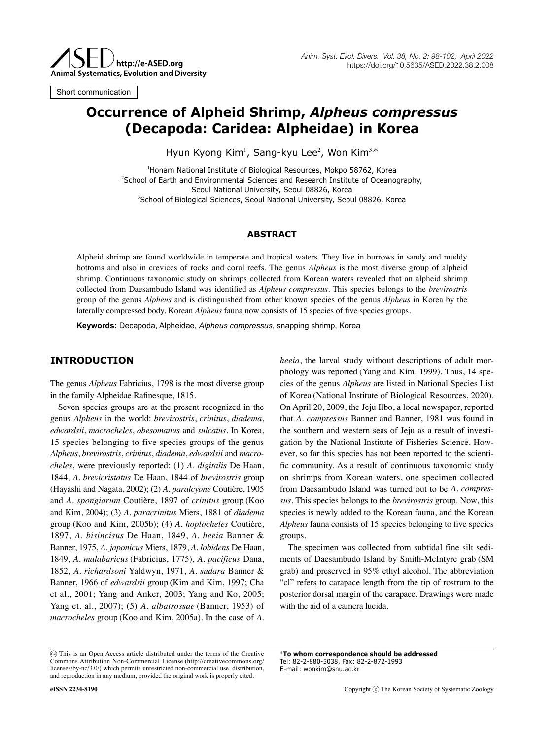Short communication

# Occurrence of Alpheid Shrimp, *Alpheus compressus* (Decapoda: Caridea: Alpheidae) in Korea

Hyun Kyong Kim[1], Sang-kyu Lee[2], Won Kim[3,*]

[1]Honam National Institute of Biological Resources, Mokpo 58762, Korea
[2]School of Earth and Environmental Sciences and Research Institute of Oceanography, Seoul National University, Seoul 08826, Korea
[3]School of Biological Sciences, Seoul National University, Seoul 08826, Korea

## ABSTRACT

Alpheid shrimp are found worldwide in temperate and tropical waters. They live in burrows in sandy and muddy bottoms and also in crevices of rocks and coral reefs. The genus *Alpheus* is the most diverse group of alpheid shrimp. Continuous taxonomic study on shrimps collected from Korean waters revealed that an alpheid shrimp collected from Daesambudo Island was identified as *Alpheus compressus*. This species belongs to the *brevirostris* group of the genus *Alpheus* and is distinguished from other known species of the genus *Alpheus* in Korea by the laterally compressed body. Korean *Alpheus* fauna now consists of 15 species of five species groups.

**Keywords:** Decapoda, Alpheidae, *Alpheus compressus*, snapping shrimp, Korea

## INTRODUCTION

The genus *Alpheus* Fabricius, 1798 is the most diverse group in the family Alpheidae Rafinesque, 1815.

Seven species groups are at the present recognized in the genus *Alpheus* in the world: *brevirostris*, *crinitus*, *diadema*, *edwardsii*, *macrocheles*, *obesomanus* and *sulcatus*. In Korea, 15 species belonging to five species groups of the genus *Alpheus*, *brevirostris*, *crinitus*, *diadema*, *edwardsii* and *macrocheles*, were previously reported: (1) *A. digitalis* De Haan, 1844, *A. brevicristatus* De Haan, 1844 of *brevirostris* group (Hayashi and Nagata, 2002); (2) *A. paralcyone* Coutière, 1905 and *A. spongiarum* Coutière, 1897 of *crinitus* group (Koo and Kim, 2004); (3) *A. paracrinitus* Miers, 1881 of *diadema* group (Koo and Kim, 2005b); (4) *A. hoplocheles* Coutière, 1897, *A. bisincisus* De Haan, 1849, *A. heeia* Banner & Banner, 1975, *A. japonicus* Miers, 1879, *A. lobidens* De Haan, 1849, *A. malabaricus* (Fabricius, 1775), *A. pacificus* Dana, 1852, *A. richardsoni* Yaldwyn, 1971, *A. sudara* Banner & Banner, 1966 of *edwardsii* group (Kim and Kim, 1997; Cha et al., 2001; Yang and Anker, 2003; Yang and Ko, 2005; Yang et. al., 2007); (5) *A. albatrossae* (Banner, 1953) of *macrocheles* group (Koo and Kim, 2005a). In the case of *A. heeia*, the larval study without descriptions of adult morphology was reported (Yang and Kim, 1999). Thus, 14 species of the genus *Alpheus* are listed in National Species List of Korea (National Institute of Biological Resources, 2020). On April 20, 2009, the Jeju Ilbo, a local newspaper, reported that *A. compressus* Banner and Banner, 1981 was found in the southern and western seas of Jeju as a result of investigation by the National Institute of Fisheries Science. However, so far this species has not been reported to the scientific community. As a result of continuous taxonomic study on shrimps from Korean waters, one specimen collected from Daesambudo Island was turned out to be *A. compressus*. This species belongs to the *brevirostris* group. Now, this species is newly added to the Korean fauna, and the Korean *Alpheus* fauna consists of 15 species belonging to five species groups.

The specimen was collected from subtidal fine silt sediments of Daesambudo Island by Smith-McIntyre grab (SM grab) and preserved in 95% ethyl alcohol. The abbreviation "cl" refers to carapace length from the tip of rostrum to the posterior dorsal margin of the carapace. Drawings were made with the aid of a camera lucida.

---

This is an Open Access article distributed under the terms of the Creative Commons Attribution Non-Commercial License (http://creativecommons.org/licenses/by-nc/3.0/) which permits unrestricted non-commercial use, distribution, and reproduction in any medium, provided the original work is properly cited.

*To whom correspondence should be addressed
Tel: 82-2-880-5038, Fax: 82-2-872-1993
E-mail: wonkim@snu.ac.kr

eISSN 2234-8190

Copyright ⓒ The Korean Society of Systematic Zoology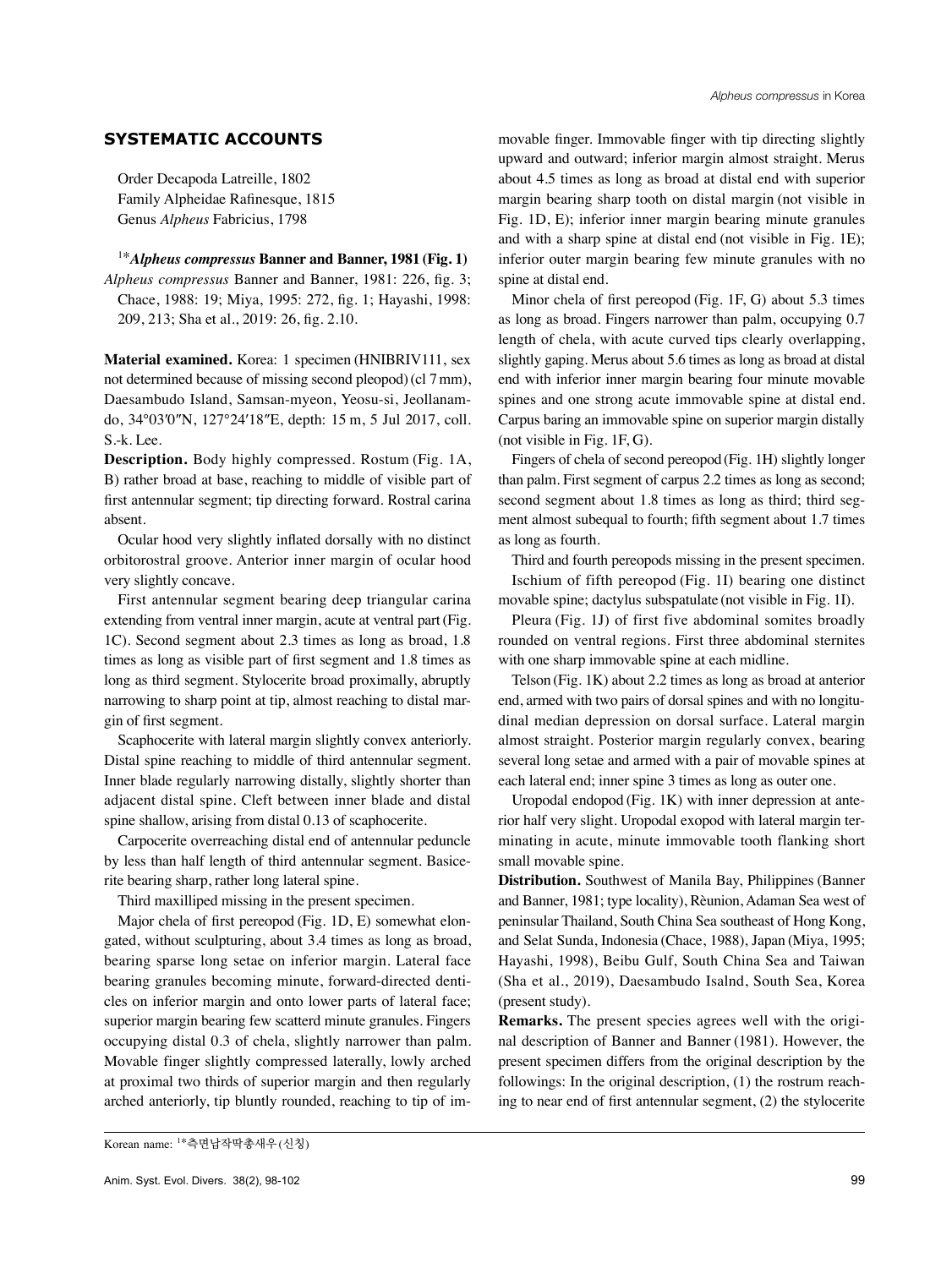## SYSTEMATIC ACCOUNTS

Order Decapoda Latreille, 1802
Family Alpheidae Rafinesque, 1815
Genus *Alpheus* Fabricius, 1798

[1*]***Alpheus compressus* Banner and Banner, 1981 (Fig. 1)**

*Alpheus compressus* Banner and Banner, 1981: 226, fig. 3; Chace, 1988: 19; Miya, 1995: 272, fig. 1; Hayashi, 1998: 209, 213; Sha et al., 2019: 26, fig. 2.10.

**Material examined.** Korea: 1 specimen (HNIBRIV111, sex not determined because of missing second pleopod) (cl 7 mm), Daesambudo Island, Samsan-myeon, Yeosu-si, Jeollanam-do, 34°03′0″N, 127°24′18″E, depth: 15 m, 5 Jul 2017, coll. S.-k. Lee.

**Description.** Body highly compressed. Rostum (Fig. 1A, B) rather broad at base, reaching to middle of visible part of first antennular segment; tip directing forward. Rostral carina absent.

Ocular hood very slightly inflated dorsally with no distinct orbitorostral groove. Anterior inner margin of ocular hood very slightly concave.

First antennular segment bearing deep triangular carina extending from ventral inner margin, acute at ventral part (Fig. 1C). Second segment about 2.3 times as long as broad, 1.8 times as long as visible part of first segment and 1.8 times as long as third segment. Stylocerite broad proximally, abruptly narrowing to sharp point at tip, almost reaching to distal margin of first segment.

Scaphocerite with lateral margin slightly convex anteriorly. Distal spine reaching to middle of third antennular segment. Inner blade regularly narrowing distally, slightly shorter than adjacent distal spine. Cleft between inner blade and distal spine shallow, arising from distal 0.13 of scaphocerite.

Carpocerite overreaching distal end of antennular peduncle by less than half length of third antennular segment. Basicerite bearing sharp, rather long lateral spine.

Third maxilliped missing in the present specimen.

Major chela of first pereopod (Fig. 1D, E) somewhat elongated, without sculpturing, about 3.4 times as long as broad, bearing sparse long setae on inferior margin. Lateral face bearing granules becoming minute, forward-directed denticles on inferior margin and onto lower parts of lateral face; superior margin bearing few scatterd minute granules. Fingers occupying distal 0.3 of chela, slightly narrower than palm. Movable finger slightly compressed laterally, lowly arched at proximal two thirds of superior margin and then regularly arched anteriorly, tip bluntly rounded, reaching to tip of immovable finger. Immovable finger with tip directing slightly upward and outward; inferior margin almost straight. Merus about 4.5 times as long as broad at distal end with superior margin bearing sharp tooth on distal margin (not visible in Fig. 1D, E); inferior inner margin bearing minute granules and with a sharp spine at distal end (not visible in Fig. 1E); inferior outer margin bearing few minute granules with no spine at distal end.

Minor chela of first pereopod (Fig. 1F, G) about 5.3 times as long as broad. Fingers narrower than palm, occupying 0.7 length of chela, with acute curved tips clearly overlapping, slightly gaping. Merus about 5.6 times as long as broad at distal end with inferior inner margin bearing four minute movable spines and one strong acute immovable spine at distal end. Carpus baring an immovable spine on superior margin distally (not visible in Fig. 1F, G).

Fingers of chela of second pereopod (Fig. 1H) slightly longer than palm. First segment of carpus 2.2 times as long as second; second segment about 1.8 times as long as third; third segment almost subequal to fourth; fifth segment about 1.7 times as long as fourth.

Third and fourth pereopods missing in the present specimen.

Ischium of fifth pereopod (Fig. 1I) bearing one distinct movable spine; dactylus subspatulate (not visible in Fig. 1I).

Pleura (Fig. 1J) of first five abdominal somites broadly rounded on ventral regions. First three abdominal sternites with one sharp immovable spine at each midline.

Telson (Fig. 1K) about 2.2 times as long as broad at anterior end, armed with two pairs of dorsal spines and with no longitudinal median depression on dorsal surface. Lateral margin almost straight. Posterior margin regularly convex, bearing several long setae and armed with a pair of movable spines at each lateral end; inner spine 3 times as long as outer one.

Uropodal endopod (Fig. 1K) with inner depression at anterior half very slight. Uropodal exopod with lateral margin terminating in acute, minute immovable tooth flanking short small movable spine.

**Distribution.** Southwest of Manila Bay, Philippines (Banner and Banner, 1981; type locality), Rèunion, Adaman Sea west of peninsular Thailand, South China Sea southeast of Hong Kong, and Selat Sunda, Indonesia (Chace, 1988), Japan (Miya, 1995; Hayashi, 1998), Beibu Gulf, South China Sea and Taiwan (Sha et al., 2019), Daesambudo Isalnd, South Sea, Korea (present study).

**Remarks.** The present species agrees well with the original description of Banner and Banner (1981). However, the present specimen differs from the original description by the followings: In the original description, (1) the rostrum reaching to near end of first antennular segment, (2) the stylocerite

---

Korean name: [1*]측면납작딱총새우(신칭)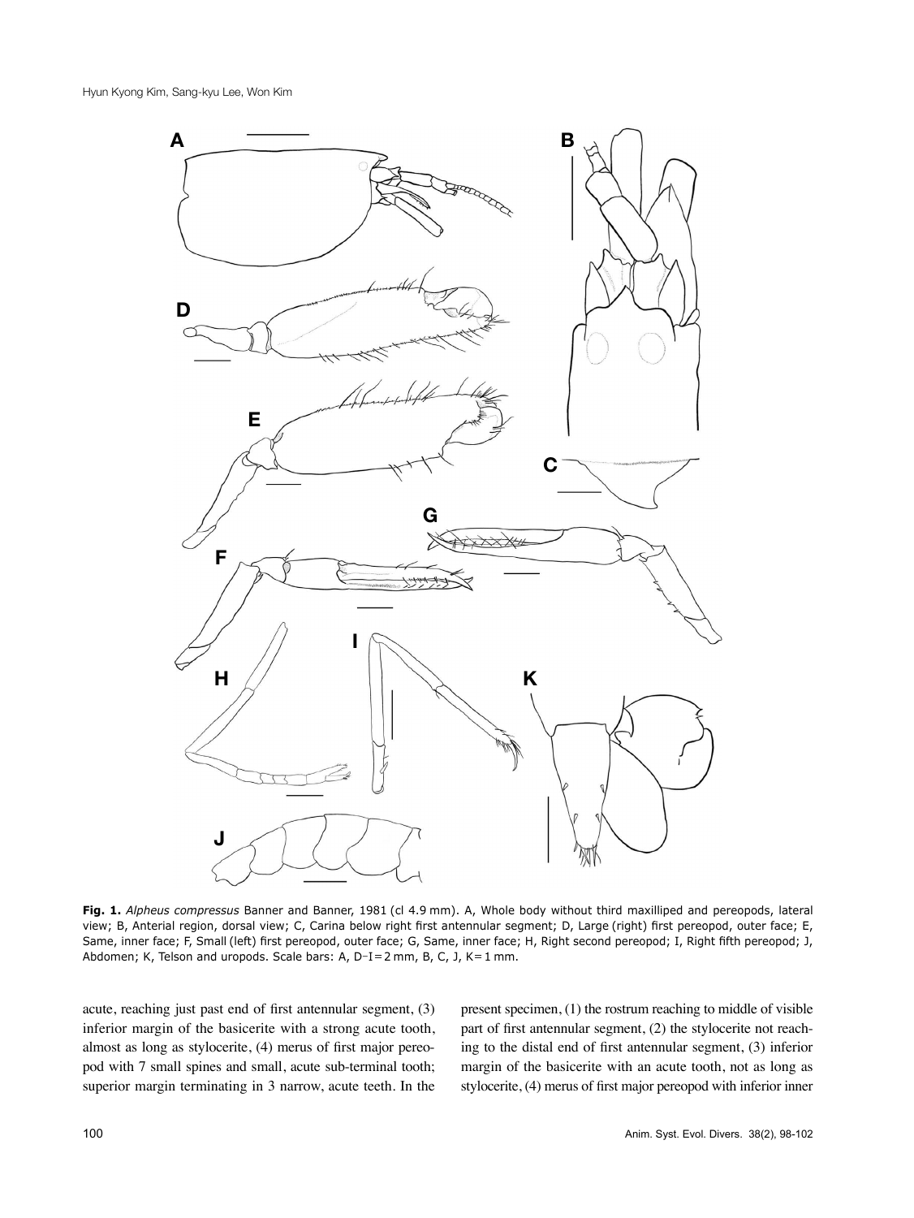**Fig. 1.** *Alpheus compressus* Banner and Banner, 1981 (cl 4.9 mm). A, Whole body without third maxilliped and pereopods, lateral view; B, Anterial region, dorsal view; C, Carina below right first antennular segment; D, Large (right) first pereopod, outer face; E, Same, inner face; F, Small (left) first pereopod, outer face; G, Same, inner face; H, Right second pereopod; I, Right fifth pereopod; J, Abdomen; K, Telson and uropods. Scale bars: A, D–I = 2 mm, B, C, J, K = 1 mm.

acute, reaching just past end of first antennular segment, (3) inferior margin of the basicerite with a strong acute tooth, almost as long as stylocerite, (4) merus of first major pereopod with 7 small spines and small, acute sub-terminal tooth; superior margin terminating in 3 narrow, acute teeth. In the present specimen, (1) the rostrum reaching to middle of visible part of first antennular segment, (2) the stylocerite not reaching to the distal end of first antennular segment, (3) inferior margin of the basicerite with an acute tooth, not as long as stylocerite, (4) merus of first major pereopod with inferior inner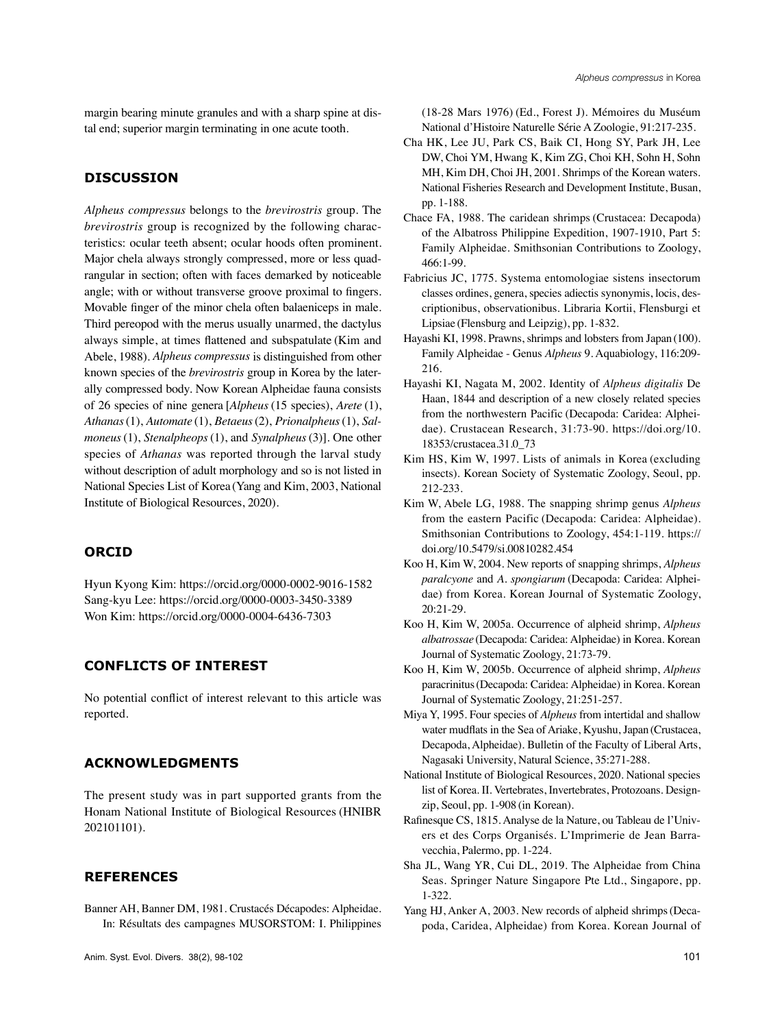margin bearing minute granules and with a sharp spine at distal end; superior margin terminating in one acute tooth.

## DISCUSSION

*Alpheus compressus* belongs to the *brevirostris* group. The *brevirostris* group is recognized by the following characteristics: ocular teeth absent; ocular hoods often prominent. Major chela always strongly compressed, more or less quadrangular in section; often with faces demarked by noticeable angle; with or without transverse groove proximal to fingers. Movable finger of the minor chela often balaeniceps in male. Third pereopod with the merus usually unarmed, the dactylus always simple, at times flattened and subspatulate (Kim and Abele, 1988). *Alpheus compressus* is distinguished from other known species of the *brevirostris* group in Korea by the laterally compressed body. Now Korean Alpheidae fauna consists of 26 species of nine genera [*Alpheus* (15 species), *Arete* (1), *Athanas* (1), *Automate* (1), *Betaeus* (2), *Prionalpheus* (1), *Salmoneus* (1), *Stenalpheops* (1), and *Synalpheus* (3)]. One other species of *Athanas* was reported through the larval study without description of adult morphology and so is not listed in National Species List of Korea (Yang and Kim, 2003, National Institute of Biological Resources, 2020).

## ORCID

Hyun Kyong Kim: https://orcid.org/0000-0002-9016-1582
Sang-kyu Lee: https://orcid.org/0000-0003-3450-3389
Won Kim: https://orcid.org/0000-0004-6436-7303

## CONFLICTS OF INTEREST

No potential conflict of interest relevant to this article was reported.

## ACKNOWLEDGMENTS

The present study was in part supported grants from the Honam National Institute of Biological Resources (HNIBR 202101101).

## REFERENCES

Banner AH, Banner DM, 1981. Crustacés Décapodes: Alpheidae. In: Résultats des campagnes MUSORSTOM: I. Philippines (18-28 Mars 1976) (Ed., Forest J). Mémoires du Muséum National d'Histoire Naturelle Série A Zoologie, 91:217-235.

Cha HK, Lee JU, Park CS, Baik CI, Hong SY, Park JH, Lee DW, Choi YM, Hwang K, Kim ZG, Choi KH, Sohn H, Sohn MH, Kim DH, Choi JH, 2001. Shrimps of the Korean waters. National Fisheries Research and Development Institute, Busan, pp. 1-188.

Chace FA, 1988. The caridean shrimps (Crustacea: Decapoda) of the Albatross Philippine Expedition, 1907-1910, Part 5: Family Alpheidae. Smithsonian Contributions to Zoology, 466:1-99.

Fabricius JC, 1775. Systema entomologiae sistens insectorum classes ordines, genera, species adiectis synonymis, locis, descriptionibus, observationibus. Libraria Kortii, Flensburgi et Lipsiae (Flensburg and Leipzig), pp. 1-832.

Hayashi KI, 1998. Prawns, shrimps and lobsters from Japan (100). Family Alpheidae - Genus *Alpheus* 9. Aquabiology, 116:209-216.

Hayashi KI, Nagata M, 2002. Identity of *Alpheus digitalis* De Haan, 1844 and description of a new closely related species from the northwestern Pacific (Decapoda: Caridea: Alpheidae). Crustacean Research, 31:73-90. https://doi.org/10.18353/crustacea.31.0_73

Kim HS, Kim W, 1997. Lists of animals in Korea (excluding insects). Korean Society of Systematic Zoology, Seoul, pp. 212-233.

Kim W, Abele LG, 1988. The snapping shrimp genus *Alpheus* from the eastern Pacific (Decapoda: Caridea: Alpheidae). Smithsonian Contributions to Zoology, 454:1-119. https://doi.org/10.5479/si.00810282.454

Koo H, Kim W, 2004. New reports of snapping shrimps, *Alpheus paralcyone* and *A. spongiarum* (Decapoda: Caridea: Alpheidae) from Korea. Korean Journal of Systematic Zoology, 20:21-29.

Koo H, Kim W, 2005a. Occurrence of alpheid shrimp, *Alpheus albatrossae* (Decapoda: Caridea: Alpheidae) in Korea. Korean Journal of Systematic Zoology, 21:73-79.

Koo H, Kim W, 2005b. Occurrence of alpheid shrimp, *Alpheus* paracrinitus (Decapoda: Caridea: Alpheidae) in Korea. Korean Journal of Systematic Zoology, 21:251-257.

Miya Y, 1995. Four species of *Alpheus* from intertidal and shallow water mudflats in the Sea of Ariake, Kyushu, Japan (Crustacea, Decapoda, Alpheidae). Bulletin of the Faculty of Liberal Arts, Nagasaki University, Natural Science, 35:271-288.

National Institute of Biological Resources, 2020. National species list of Korea. II. Vertebrates, Invertebrates, Protozoans. Designzip, Seoul, pp. 1-908 (in Korean).

Rafinesque CS, 1815. Analyse de la Nature, ou Tableau de l'Univers et des Corps Organisés. L'Imprimerie de Jean Barravecchia, Palermo, pp. 1-224.

Sha JL, Wang YR, Cui DL, 2019. The Alpheidae from China Seas. Springer Nature Singapore Pte Ltd., Singapore, pp. 1-322.

Yang HJ, Anker A, 2003. New records of alpheid shrimps (Decapoda, Caridea, Alpheidae) from Korea. Korean Journal of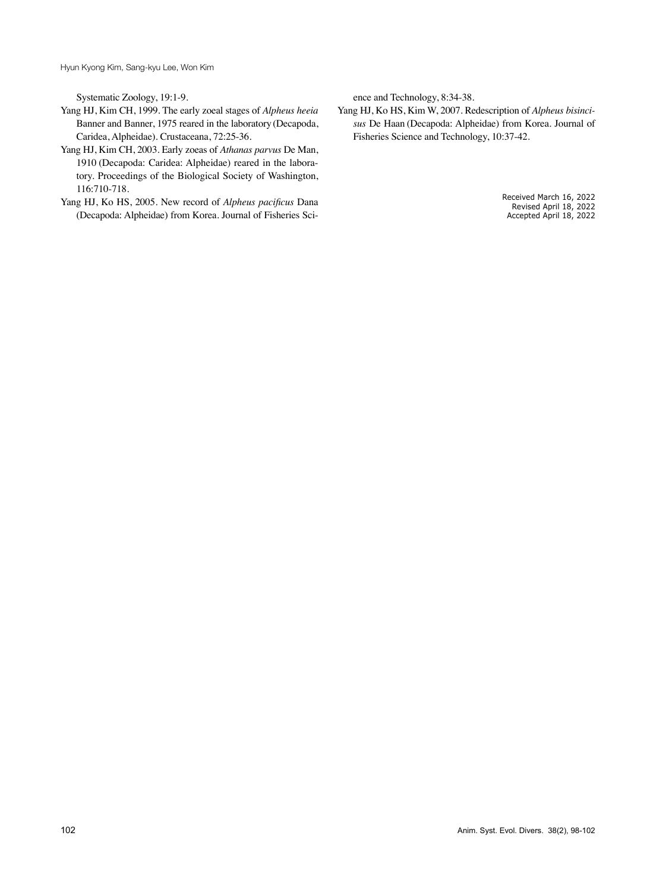Systematic Zoology, 19:1-9.

Yang HJ, Kim CH, 1999. The early zoeal stages of *Alpheus heeia* Banner and Banner, 1975 reared in the laboratory (Decapoda, Caridea, Alpheidae). Crustaceana, 72:25-36.

Yang HJ, Kim CH, 2003. Early zoeas of *Athanas parvus* De Man, 1910 (Decapoda: Caridea: Alpheidae) reared in the laboratory. Proceedings of the Biological Society of Washington, 116:710-718.

Yang HJ, Ko HS, 2005. New record of *Alpheus pacificus* Dana (Decapoda: Alpheidae) from Korea. Journal of Fisheries Science and Technology, 8:34-38.

Yang HJ, Ko HS, Kim W, 2007. Redescription of *Alpheus bisincisus* De Haan (Decapoda: Alpheidae) from Korea. Journal of Fisheries Science and Technology, 10:37-42.

Received March 16, 2022
Revised April 18, 2022
Accepted April 18, 2022